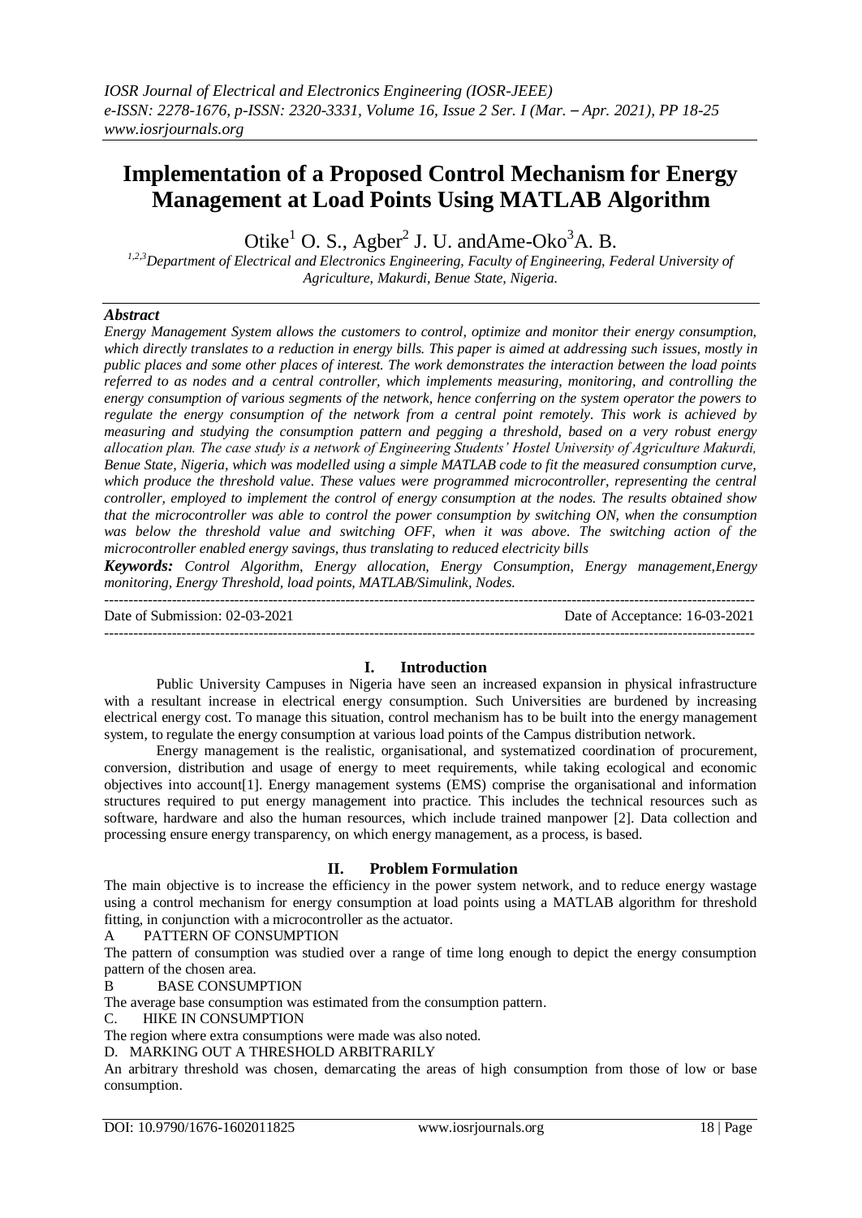# Implementation of a Proposed Control Mechanism for Energy Management at Load Points Using MATLAB Algorithm

Otike[1] O. S., Agber[2] J. U. andAme-Oko[3]A. B.

[1,2,3]Department of Electrical and Electronics Engineering, Faculty of Engineering, Federal University of Agriculture, Makurdi, Benue State, Nigeria.

### *Abstract*

*Energy Management System allows the customers to control, optimize and monitor their energy consumption, which directly translates to a reduction in energy bills. This paper is aimed at addressing such issues, mostly in public places and some other places of interest. The work demonstrates the interaction between the load points referred to as nodes and a central controller, which implements measuring, monitoring, and controlling the energy consumption of various segments of the network, hence conferring on the system operator the powers to regulate the energy consumption of the network from a central point remotely. This work is achieved by measuring and studying the consumption pattern and pegging a threshold, based on a very robust energy allocation plan. The case study is a network of Engineering Students' Hostel University of Agriculture Makurdi, Benue State, Nigeria, which was modelled using a simple MATLAB code to fit the measured consumption curve, which produce the threshold value. These values were programmed microcontroller, representing the central controller, employed to implement the control of energy consumption at the nodes. The results obtained show that the microcontroller was able to control the power consumption by switching ON, when the consumption was below the threshold value and switching OFF, when it was above. The switching action of the microcontroller enabled energy savings, thus translating to reduced electricity bills*

***Keywords:*** *Control Algorithm, Energy allocation, Energy Consumption, Energy management,Energy monitoring, Energy Threshold, load points, MATLAB/Simulink, Nodes.*

---

Date of Submission: 02-03-2021 | Date of Acceptance: 16-03-2021

---

## I. Introduction

Public University Campuses in Nigeria have seen an increased expansion in physical infrastructure with a resultant increase in electrical energy consumption. Such Universities are burdened by increasing electrical energy cost. To manage this situation, control mechanism has to be built into the energy management system, to regulate the energy consumption at various load points of the Campus distribution network.

Energy management is the realistic, organisational, and systematized coordination of procurement, conversion, distribution and usage of energy to meet requirements, while taking ecological and economic objectives into account[1]. Energy management systems (EMS) comprise the organisational and information structures required to put energy management into practice. This includes the technical resources such as software, hardware and also the human resources, which include trained manpower [2]. Data collection and processing ensure energy transparency, on which energy management, as a process, is based.

## II. Problem Formulation

The main objective is to increase the efficiency in the power system network, and to reduce energy wastage using a control mechanism for energy consumption at load points using a MATLAB algorithm for threshold fitting, in conjunction with a microcontroller as the actuator.

A PATTERN OF CONSUMPTION

The pattern of consumption was studied over a range of time long enough to depict the energy consumption pattern of the chosen area.

B BASE CONSUMPTION

The average base consumption was estimated from the consumption pattern.

C. HIKE IN CONSUMPTION

The region where extra consumptions were made was also noted.

D. MARKING OUT A THRESHOLD ARBITRARILY

An arbitrary threshold was chosen, demarcating the areas of high consumption from those of low or base consumption.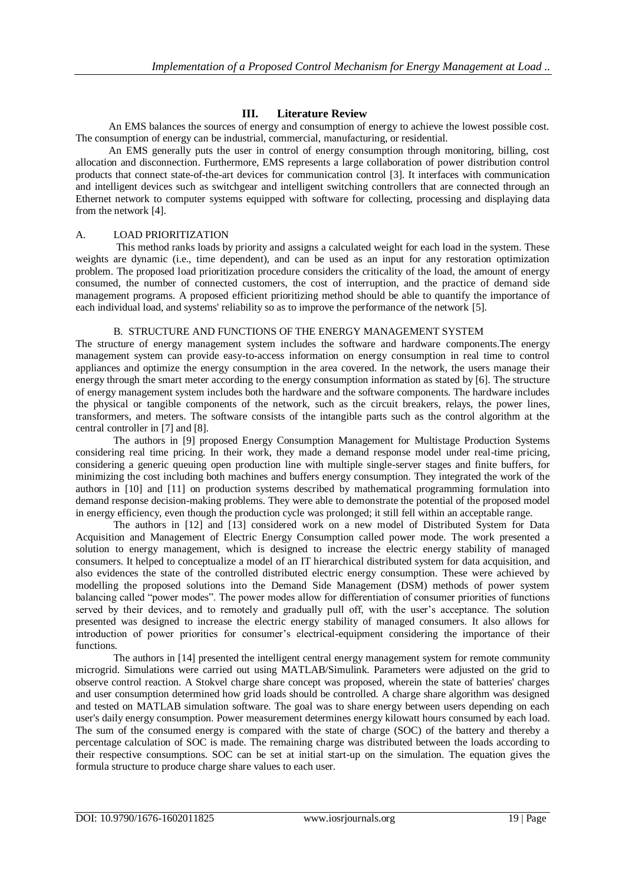## III. Literature Review

An EMS balances the sources of energy and consumption of energy to achieve the lowest possible cost. The consumption of energy can be industrial, commercial, manufacturing, or residential.

An EMS generally puts the user in control of energy consumption through monitoring, billing, cost allocation and disconnection. Furthermore, EMS represents a large collaboration of power distribution control products that connect state-of-the-art devices for communication control [3]. It interfaces with communication and intelligent devices such as switchgear and intelligent switching controllers that are connected through an Ethernet network to computer systems equipped with software for collecting, processing and displaying data from the network [4].

### A. LOAD PRIORITIZATION

This method ranks loads by priority and assigns a calculated weight for each load in the system. These weights are dynamic (i.e., time dependent), and can be used as an input for any restoration optimization problem. The proposed load prioritization procedure considers the criticality of the load, the amount of energy consumed, the number of connected customers, the cost of interruption, and the practice of demand side management programs. A proposed efficient prioritizing method should be able to quantify the importance of each individual load, and systems' reliability so as to improve the performance of the network [5].

### B. STRUCTURE AND FUNCTIONS OF THE ENERGY MANAGEMENT SYSTEM

The structure of energy management system includes the software and hardware components.The energy management system can provide easy-to-access information on energy consumption in real time to control appliances and optimize the energy consumption in the area covered. In the network, the users manage their energy through the smart meter according to the energy consumption information as stated by [6]. The structure of energy management system includes both the hardware and the software components. The hardware includes the physical or tangible components of the network, such as the circuit breakers, relays, the power lines, transformers, and meters. The software consists of the intangible parts such as the control algorithm at the central controller in [7] and [8].

The authors in [9] proposed Energy Consumption Management for Multistage Production Systems considering real time pricing. In their work, they made a demand response model under real-time pricing, considering a generic queuing open production line with multiple single-server stages and finite buffers, for minimizing the cost including both machines and buffers energy consumption. They integrated the work of the authors in [10] and [11] on production systems described by mathematical programming formulation into demand response decision-making problems. They were able to demonstrate the potential of the proposed model in energy efficiency, even though the production cycle was prolonged; it still fell within an acceptable range.

The authors in [12] and [13] considered work on a new model of Distributed System for Data Acquisition and Management of Electric Energy Consumption called power mode. The work presented a solution to energy management, which is designed to increase the electric energy stability of managed consumers. It helped to conceptualize a model of an IT hierarchical distributed system for data acquisition, and also evidences the state of the controlled distributed electric energy consumption. These were achieved by modelling the proposed solutions into the Demand Side Management (DSM) methods of power system balancing called "power modes". The power modes allow for differentiation of consumer priorities of functions served by their devices, and to remotely and gradually pull off, with the user's acceptance. The solution presented was designed to increase the electric energy stability of managed consumers. It also allows for introduction of power priorities for consumer's electrical-equipment considering the importance of their functions.

The authors in [14] presented the intelligent central energy management system for remote community microgrid. Simulations were carried out using MATLAB/Simulink. Parameters were adjusted on the grid to observe control reaction. A Stokvel charge share concept was proposed, wherein the state of batteries' charges and user consumption determined how grid loads should be controlled. A charge share algorithm was designed and tested on MATLAB simulation software. The goal was to share energy between users depending on each user's daily energy consumption. Power measurement determines energy kilowatt hours consumed by each load. The sum of the consumed energy is compared with the state of charge (SOC) of the battery and thereby a percentage calculation of SOC is made. The remaining charge was distributed between the loads according to their respective consumptions. SOC can be set at initial start-up on the simulation. The equation gives the formula structure to produce charge share values to each user.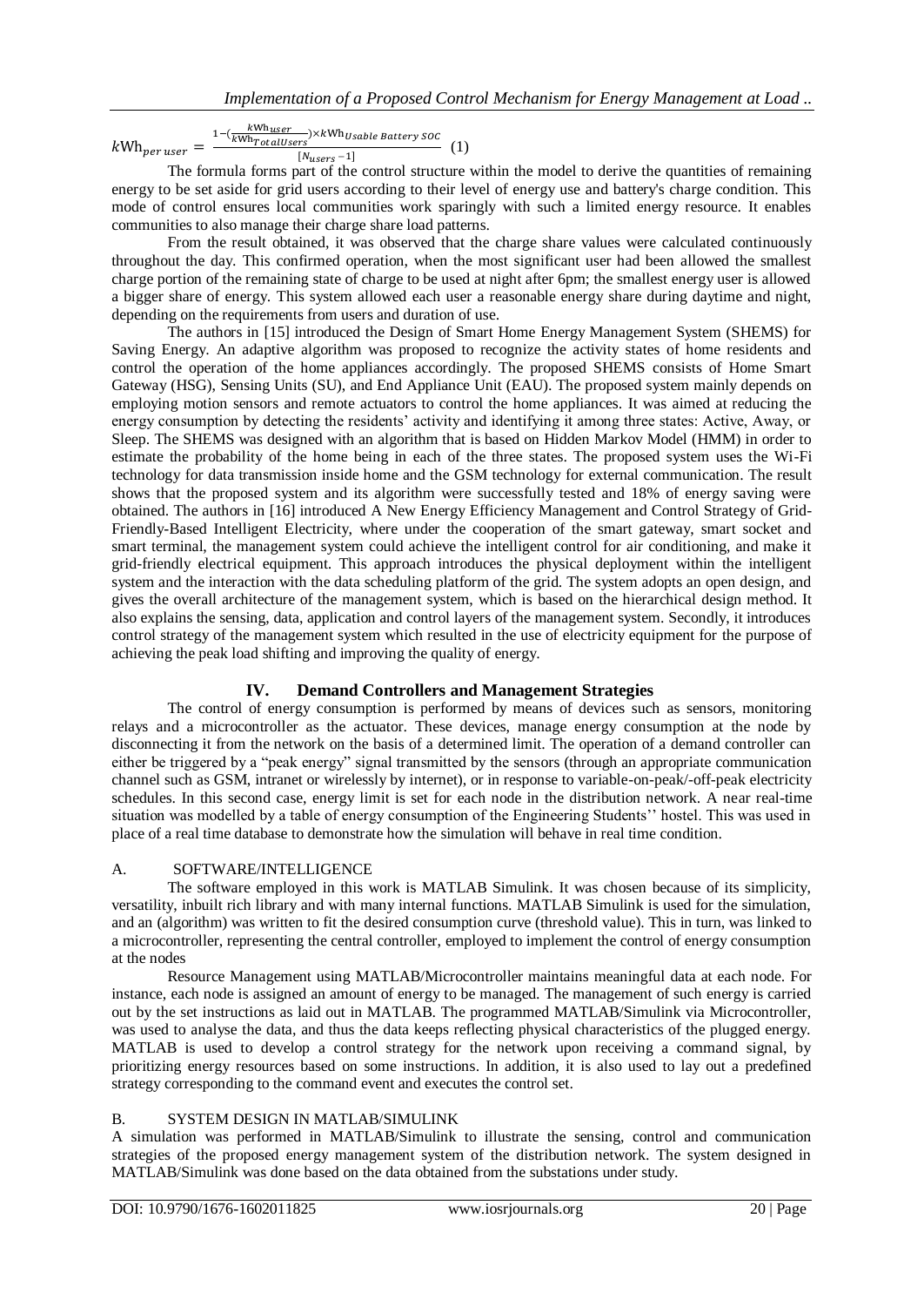$$kWh_{per\,user} = \frac{1 - (\frac{kWh_{user}}{kWh_{TotalUsers}}) \times kWh_{Usable\ Battery\ SOC}}{[N_{users} - 1]} \quad (1)$$

The formula forms part of the control structure within the model to derive the quantities of remaining energy to be set aside for grid users according to their level of energy use and battery's charge condition. This mode of control ensures local communities work sparingly with such a limited energy resource. It enables communities to also manage their charge share load patterns.

From the result obtained, it was observed that the charge share values were calculated continuously throughout the day. This confirmed operation, when the most significant user had been allowed the smallest charge portion of the remaining state of charge to be used at night after 6pm; the smallest energy user is allowed a bigger share of energy. This system allowed each user a reasonable energy share during daytime and night, depending on the requirements from users and duration of use.

The authors in [15] introduced the Design of Smart Home Energy Management System (SHEMS) for Saving Energy. An adaptive algorithm was proposed to recognize the activity states of home residents and control the operation of the home appliances accordingly. The proposed SHEMS consists of Home Smart Gateway (HSG), Sensing Units (SU), and End Appliance Unit (EAU). The proposed system mainly depends on employing motion sensors and remote actuators to control the home appliances. It was aimed at reducing the energy consumption by detecting the residents' activity and identifying it among three states: Active, Away, or Sleep. The SHEMS was designed with an algorithm that is based on Hidden Markov Model (HMM) in order to estimate the probability of the home being in each of the three states. The proposed system uses the Wi-Fi technology for data transmission inside home and the GSM technology for external communication. The result shows that the proposed system and its algorithm were successfully tested and 18% of energy saving were obtained. The authors in [16] introduced A New Energy Efficiency Management and Control Strategy of Grid-Friendly-Based Intelligent Electricity, where under the cooperation of the smart gateway, smart socket and smart terminal, the management system could achieve the intelligent control for air conditioning, and make it grid-friendly electrical equipment. This approach introduces the physical deployment within the intelligent system and the interaction with the data scheduling platform of the grid. The system adopts an open design, and gives the overall architecture of the management system, which is based on the hierarchical design method. It also explains the sensing, data, application and control layers of the management system. Secondly, it introduces control strategy of the management system which resulted in the use of electricity equipment for the purpose of achieving the peak load shifting and improving the quality of energy.

## IV. Demand Controllers and Management Strategies

The control of energy consumption is performed by means of devices such as sensors, monitoring relays and a microcontroller as the actuator. These devices, manage energy consumption at the node by disconnecting it from the network on the basis of a determined limit. The operation of a demand controller can either be triggered by a "peak energy" signal transmitted by the sensors (through an appropriate communication channel such as GSM, intranet or wirelessly by internet), or in response to variable-on-peak/-off-peak electricity schedules. In this second case, energy limit is set for each node in the distribution network. A near real-time situation was modelled by a table of energy consumption of the Engineering Students'' hostel. This was used in place of a real time database to demonstrate how the simulation will behave in real time condition.

### A. SOFTWARE/INTELLIGENCE

The software employed in this work is MATLAB Simulink. It was chosen because of its simplicity, versatility, inbuilt rich library and with many internal functions. MATLAB Simulink is used for the simulation, and an (algorithm) was written to fit the desired consumption curve (threshold value). This in turn, was linked to a microcontroller, representing the central controller, employed to implement the control of energy consumption at the nodes

Resource Management using MATLAB/Microcontroller maintains meaningful data at each node. For instance, each node is assigned an amount of energy to be managed. The management of such energy is carried out by the set instructions as laid out in MATLAB. The programmed MATLAB/Simulink via Microcontroller, was used to analyse the data, and thus the data keeps reflecting physical characteristics of the plugged energy. MATLAB is used to develop a control strategy for the network upon receiving a command signal, by prioritizing energy resources based on some instructions. In addition, it is also used to lay out a predefined strategy corresponding to the command event and executes the control set.

### B. SYSTEM DESIGN IN MATLAB/SIMULINK

A simulation was performed in MATLAB/Simulink to illustrate the sensing, control and communication strategies of the proposed energy management system of the distribution network. The system designed in MATLAB/Simulink was done based on the data obtained from the substations under study.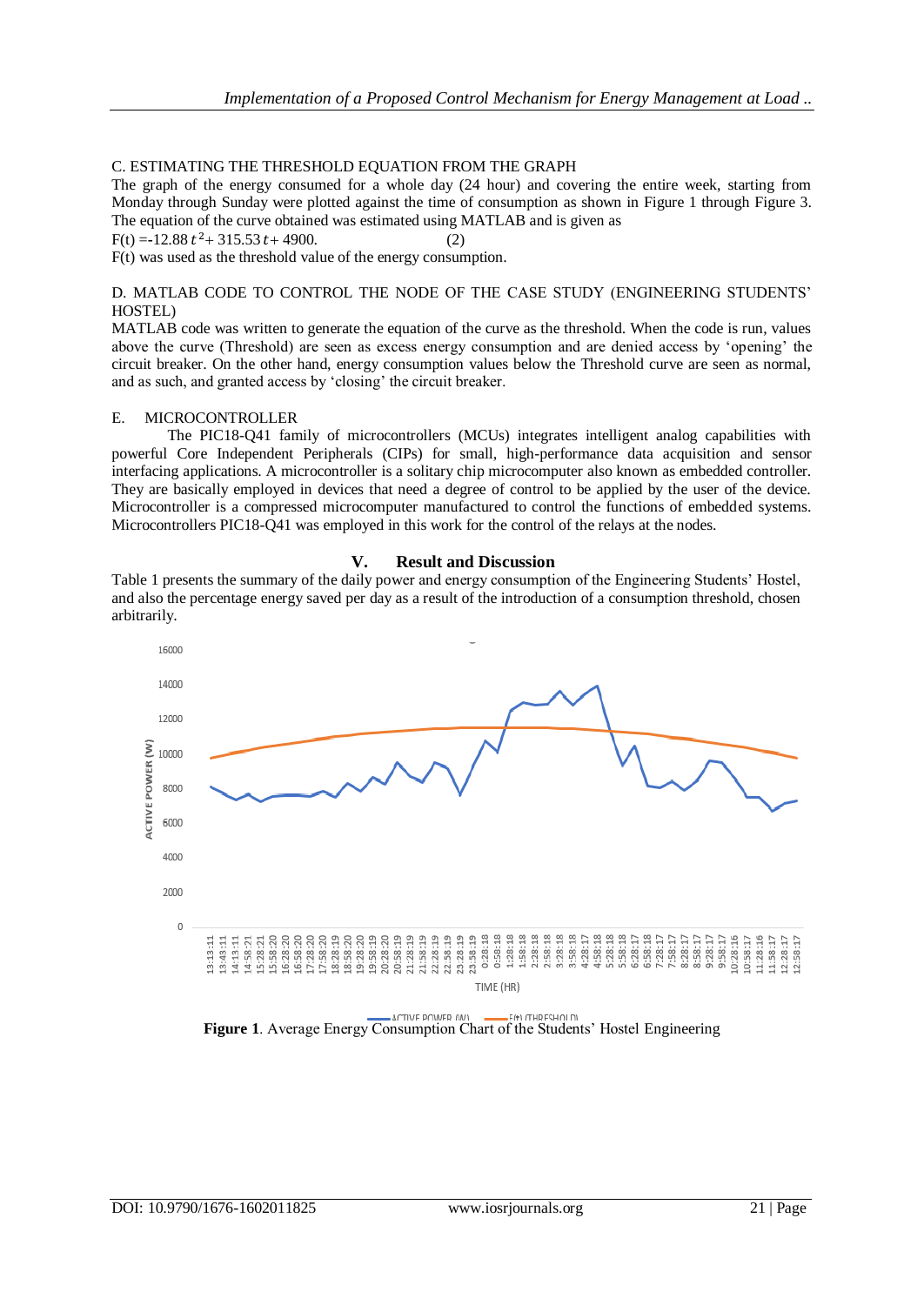C. ESTIMATING THE THRESHOLD EQUATION FROM THE GRAPH

The graph of the energy consumed for a whole day (24 hour) and covering the entire week, starting from Monday through Sunday were plotted against the time of consumption as shown in Figure 1 through Figure 3. The equation of the curve obtained was estimated using MATLAB and is given as

$$F(t) = -12.88\,t^2 + 315.53\,t + 4900. \qquad (2)$$

F(t) was used as the threshold value of the energy consumption.

D. MATLAB CODE TO CONTROL THE NODE OF THE CASE STUDY (ENGINEERING STUDENTS' HOSTEL)

MATLAB code was written to generate the equation of the curve as the threshold. When the code is run, values above the curve (Threshold) are seen as excess energy consumption and are denied access by 'opening' the circuit breaker. On the other hand, energy consumption values below the Threshold curve are seen as normal, and as such, and granted access by 'closing' the circuit breaker.

E. MICROCONTROLLER

The PIC18-Q41 family of microcontrollers (MCUs) integrates intelligent analog capabilities with powerful Core Independent Peripherals (CIPs) for small, high-performance data acquisition and sensor interfacing applications. A microcontroller is a solitary chip microcomputer also known as embedded controller. They are basically employed in devices that need a degree of control to be applied by the user of the device. Microcontroller is a compressed microcomputer manufactured to control the functions of embedded systems. Microcontrollers PIC18-Q41 was employed in this work for the control of the relays at the nodes.

## V. Result and Discussion

Table 1 presents the summary of the daily power and energy consumption of the Engineering Students' Hostel, and also the percentage energy saved per day as a result of the introduction of a consumption threshold, chosen arbitrarily.

**Figure 1**. Average Energy Consumption Chart of the Students' Hostel Engineering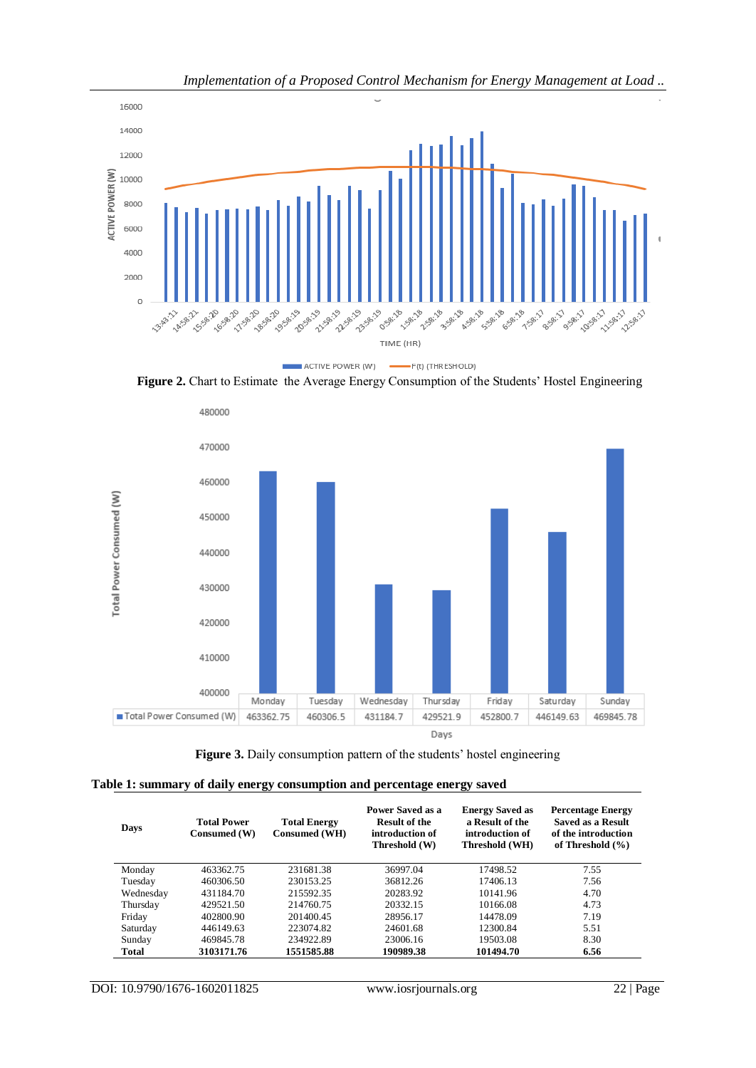**Figure 2.** Chart to Estimate the Average Energy Consumption of the Students' Hostel Engineering

**Figure 3.** Daily consumption pattern of the students' hostel engineering

**Table 1: summary of daily energy consumption and percentage energy saved**

| Days | Total Power Consumed (W) | Total Energy Consumed (WH) | Power Saved as a Result of the introduction of Threshold (W) | Energy Saved as a Result of the introduction of Threshold (WH) | Percentage Energy Saved as a Result of the introduction of Threshold (%) |
|---|---|---|---|---|---|
| Monday | 463362.75 | 231681.38 | 36997.04 | 17498.52 | 7.55 |
| Tuesday | 460306.50 | 230153.25 | 36812.26 | 17406.13 | 7.56 |
| Wednesday | 431184.70 | 215592.35 | 20283.92 | 10141.96 | 4.70 |
| Thursday | 429521.50 | 214760.75 | 20332.15 | 10166.08 | 4.73 |
| Friday | 402800.90 | 201400.45 | 28956.17 | 14478.09 | 7.19 |
| Saturday | 446149.63 | 223074.82 | 24601.68 | 12300.84 | 5.51 |
| Sunday | 469845.78 | 234922.89 | 23006.16 | 19503.08 | 8.30 |
| **Total** | **3103171.76** | **1551585.88** | **190989.38** | **101494.70** | **6.56** |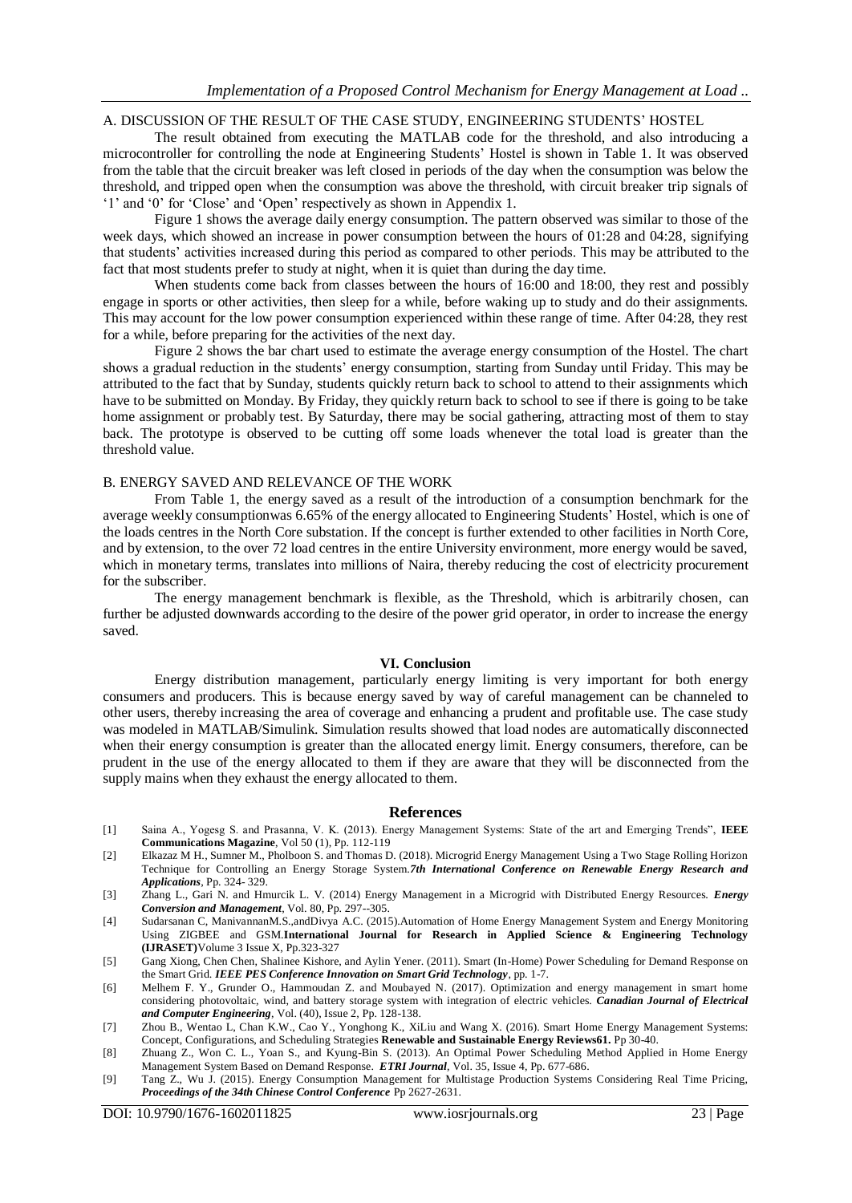A. DISCUSSION OF THE RESULT OF THE CASE STUDY, ENGINEERING STUDENTS' HOSTEL

The result obtained from executing the MATLAB code for the threshold, and also introducing a microcontroller for controlling the node at Engineering Students' Hostel is shown in Table 1. It was observed from the table that the circuit breaker was left closed in periods of the day when the consumption was below the threshold, and tripped open when the consumption was above the threshold, with circuit breaker trip signals of '1' and '0' for 'Close' and 'Open' respectively as shown in Appendix 1.

Figure 1 shows the average daily energy consumption. The pattern observed was similar to those of the week days, which showed an increase in power consumption between the hours of 01:28 and 04:28, signifying that students' activities increased during this period as compared to other periods. This may be attributed to the fact that most students prefer to study at night, when it is quiet than during the day time.

When students come back from classes between the hours of 16:00 and 18:00, they rest and possibly engage in sports or other activities, then sleep for a while, before waking up to study and do their assignments. This may account for the low power consumption experienced within these range of time. After 04:28, they rest for a while, before preparing for the activities of the next day.

Figure 2 shows the bar chart used to estimate the average energy consumption of the Hostel. The chart shows a gradual reduction in the students' energy consumption, starting from Sunday until Friday. This may be attributed to the fact that by Sunday, students quickly return back to school to attend to their assignments which have to be submitted on Monday. By Friday, they quickly return back to school to see if there is going to be take home assignment or probably test. By Saturday, there may be social gathering, attracting most of them to stay back. The prototype is observed to be cutting off some loads whenever the total load is greater than the threshold value.

B. ENERGY SAVED AND RELEVANCE OF THE WORK

From Table 1, the energy saved as a result of the introduction of a consumption benchmark for the average weekly consumptionwas 6.65% of the energy allocated to Engineering Students' Hostel, which is one of the loads centres in the North Core substation. If the concept is further extended to other facilities in North Core, and by extension, to the over 72 load centres in the entire University environment, more energy would be saved, which in monetary terms, translates into millions of Naira, thereby reducing the cost of electricity procurement for the subscriber.

The energy management benchmark is flexible, as the Threshold, which is arbitrarily chosen, can further be adjusted downwards according to the desire of the power grid operator, in order to increase the energy saved.

## VI. Conclusion

Energy distribution management, particularly energy limiting is very important for both energy consumers and producers. This is because energy saved by way of careful management can be channeled to other users, thereby increasing the area of coverage and enhancing a prudent and profitable use. The case study was modeled in MATLAB/Simulink. Simulation results showed that load nodes are automatically disconnected when their energy consumption is greater than the allocated energy limit. Energy consumers, therefore, can be prudent in the use of the energy allocated to them if they are aware that they will be disconnected from the supply mains when they exhaust the energy allocated to them.

## References

[1] Saina A., Yogesg S. and Prasanna, V. K. (2013). Energy Management Systems: State of the art and Emerging Trends", **IEEE Communications Magazine**, Vol 50 (1), Pp. 112-119

[2] Elkazaz M H., Sumner M., Pholboon S. and Thomas D. (2018). Microgrid Energy Management Using a Two Stage Rolling Horizon Technique for Controlling an Energy Storage System.***7th International Conference on Renewable Energy Research and Applications***, Pp. 324- 329.

[3] Zhang L., Gari N. and Hmurcik L. V. (2014) Energy Management in a Microgrid with Distributed Energy Resources. ***Energy Conversion and Management***, Vol. 80, Pp. 297--305.

[4] Sudarsanan C, ManivannanM.S.,andDivya A.C. (2015).Automation of Home Energy Management System and Energy Monitoring Using ZIGBEE and GSM.**International Journal for Research in Applied Science & Engineering Technology (IJRASET)**Volume 3 Issue X, Pp.323-327

[5] Gang Xiong, Chen Chen, Shalinee Kishore, and Aylin Yener. (2011). Smart (In-Home) Power Scheduling for Demand Response on the Smart Grid. ***IEEE PES Conference Innovation on Smart Grid Technology***, pp. 1-7.

[6] Melhem F. Y., Grunder O., Hammoudan Z. and Moubayed N. (2017). Optimization and energy management in smart home considering photovoltaic, wind, and battery storage system with integration of electric vehicles. ***Canadian Journal of Electrical and Computer Engineering***, Vol. (40), Issue 2, Pp. 128-138.

[7] Zhou B., Wentao L, Chan K.W., Cao Y., Yonghong K., XiLiu and Wang X. (2016). Smart Home Energy Management Systems: Concept, Configurations, and Scheduling Strategies **Renewable and Sustainable Energy Reviews61.** Pp 30-40.

[8] Zhuang Z., Won C. L., Yoan S., and Kyung-Bin S. (2013). An Optimal Power Scheduling Method Applied in Home Energy Management System Based on Demand Response. ***ETRI Journal***, Vol. 35, Issue 4, Pp. 677-686.

[9] Tang Z., Wu J. (2015). Energy Consumption Management for Multistage Production Systems Considering Real Time Pricing, ***Proceedings of the 34th Chinese Control Conference*** Pp 2627-2631.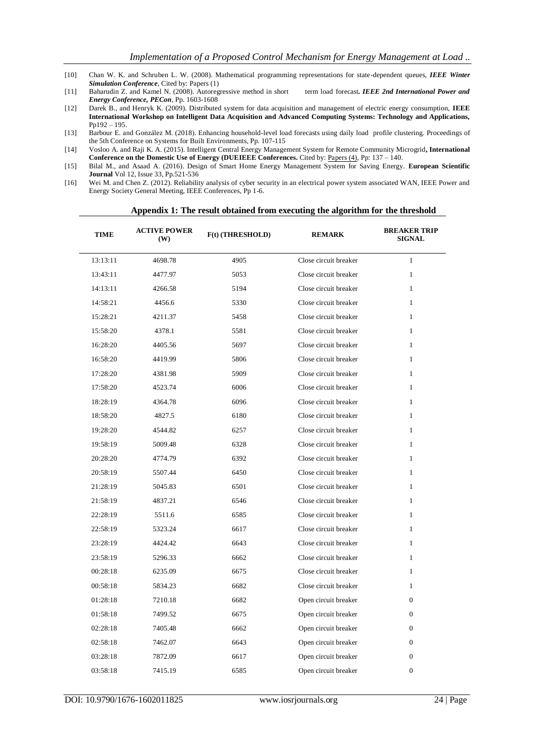[10] Chan W. K. and Schruben L. W. (2008). Mathematical programming representations for state-dependent queues, ***IEEE Winter Simulation Conference***, Cited by: Papers (1)

[11] Baharudin Z. and Kamel N. (2008). Autoregressive method in short term load forecast***. IEEE 2nd International Power and Energy Conference, PECon***, Pp. 1603-1608

[12] Darek B., and Henryk K. (2009). Distributed system for data acquisition and management of electric energy consumption, **IEEE International Workshop on Intelligent Data Acquisition and Advanced Computing Systems: Technology and Applications,** Pp192 – 195.

[13] Barbour E. and González M. (2018). Enhancing household-level load forecasts using daily load profile clustering. Proceedings of the 5th Conference on Systems for Built Environments, Pp. 107-115

[14] Vosloo A. and Raji K. A. (2015). Intelligent Central Energy Management System for Remote Community Microgrid**, International Conference on the Domestic Use of Energy (DUEIEEE Conferences.** Cited by: Papers (4), Pp: 137 – 140.

[15] Bilal M., and Asaad A. (2016). Design of Smart Home Energy Management System for Saving Energy. **European Scientific Journal** Vol 12, Issue 33, Pp.521-536

[16] Wei M. and Chen Z. (2012). Reliability analysis of cyber security in an electrical power system associated WAN, IEEE Power and Energy Society General Meeting, IEEE Conferences, Pp 1-6.

## Appendix 1: The result obtained from executing the algorithm for the threshold

| TIME | ACTIVE POWER (W) | F(t) (THRESHOLD) | REMARK | BREAKER TRIP SIGNAL |
|---|---|---|---|---|
| 13:13:11 | 4698.78 | 4905 | Close circuit breaker | 1 |
| 13:43:11 | 4477.97 | 5053 | Close circuit breaker | 1 |
| 14:13:11 | 4266.58 | 5194 | Close circuit breaker | 1 |
| 14:58:21 | 4456.6 | 5330 | Close circuit breaker | 1 |
| 15:28:21 | 4211.37 | 5458 | Close circuit breaker | 1 |
| 15:58:20 | 4378.1 | 5581 | Close circuit breaker | 1 |
| 16:28:20 | 4405.56 | 5697 | Close circuit breaker | 1 |
| 16:58:20 | 4419.99 | 5806 | Close circuit breaker | 1 |
| 17:28:20 | 4381.98 | 5909 | Close circuit breaker | 1 |
| 17:58:20 | 4523.74 | 6006 | Close circuit breaker | 1 |
| 18:28:19 | 4364.78 | 6096 | Close circuit breaker | 1 |
| 18:58:20 | 4827.5 | 6180 | Close circuit breaker | 1 |
| 19:28:20 | 4544.82 | 6257 | Close circuit breaker | 1 |
| 19:58:19 | 5009.48 | 6328 | Close circuit breaker | 1 |
| 20:28:20 | 4774.79 | 6392 | Close circuit breaker | 1 |
| 20:58:19 | 5507.44 | 6450 | Close circuit breaker | 1 |
| 21:28:19 | 5045.83 | 6501 | Close circuit breaker | 1 |
| 21:58:19 | 4837.21 | 6546 | Close circuit breaker | 1 |
| 22:28:19 | 5511.6 | 6585 | Close circuit breaker | 1 |
| 22:58:19 | 5323.24 | 6617 | Close circuit breaker | 1 |
| 23:28:19 | 4424.42 | 6643 | Close circuit breaker | 1 |
| 23:58:19 | 5296.33 | 6662 | Close circuit breaker | 1 |
| 00:28:18 | 6235.09 | 6675 | Close circuit breaker | 1 |
| 00:58:18 | 5834.23 | 6682 | Close circuit breaker | 1 |
| 01:28:18 | 7210.18 | 6682 | Open circuit breaker | 0 |
| 01:58:18 | 7499.52 | 6675 | Open circuit breaker | 0 |
| 02:28:18 | 7405.48 | 6662 | Open circuit breaker | 0 |
| 02:58:18 | 7462.07 | 6643 | Open circuit breaker | 0 |
| 03:28:18 | 7872.09 | 6617 | Open circuit breaker | 0 |
| 03:58:18 | 7415.19 | 6585 | Open circuit breaker | 0 |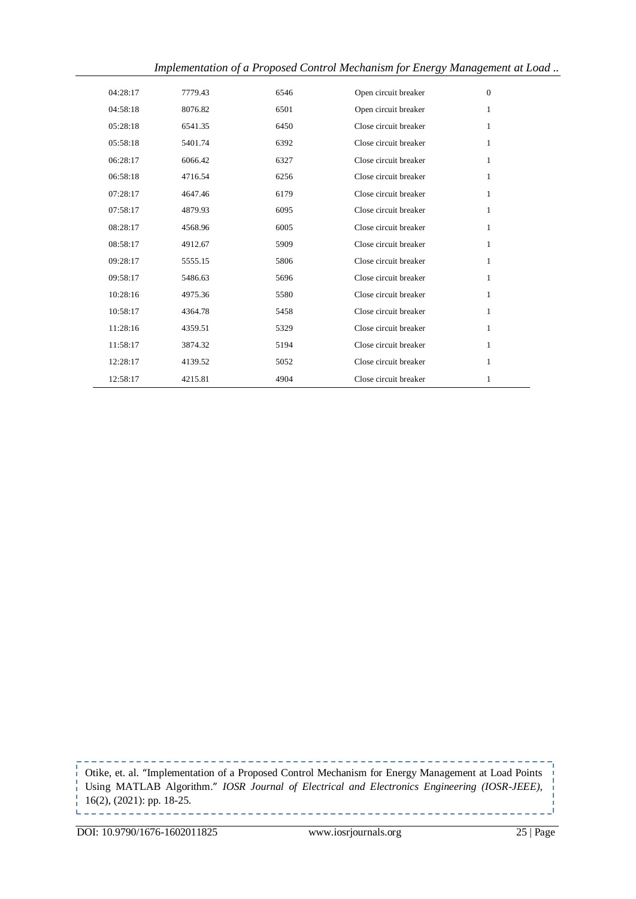| | | | | |
|---|---|---|---|---|
| 04:28:17 | 7779.43 | 6546 | Open circuit breaker | 0 |
| 04:58:18 | 8076.82 | 6501 | Open circuit breaker | 1 |
| 05:28:18 | 6541.35 | 6450 | Close circuit breaker | 1 |
| 05:58:18 | 5401.74 | 6392 | Close circuit breaker | 1 |
| 06:28:17 | 6066.42 | 6327 | Close circuit breaker | 1 |
| 06:58:18 | 4716.54 | 6256 | Close circuit breaker | 1 |
| 07:28:17 | 4647.46 | 6179 | Close circuit breaker | 1 |
| 07:58:17 | 4879.93 | 6095 | Close circuit breaker | 1 |
| 08:28:17 | 4568.96 | 6005 | Close circuit breaker | 1 |
| 08:58:17 | 4912.67 | 5909 | Close circuit breaker | 1 |
| 09:28:17 | 5555.15 | 5806 | Close circuit breaker | 1 |
| 09:58:17 | 5486.63 | 5696 | Close circuit breaker | 1 |
| 10:28:16 | 4975.36 | 5580 | Close circuit breaker | 1 |
| 10:58:17 | 4364.78 | 5458 | Close circuit breaker | 1 |
| 11:28:16 | 4359.51 | 5329 | Close circuit breaker | 1 |
| 11:58:17 | 3874.32 | 5194 | Close circuit breaker | 1 |
| 12:28:17 | 4139.52 | 5052 | Close circuit breaker | 1 |
| 12:58:17 | 4215.81 | 4904 | Close circuit breaker | 1 |

Otike, et. al. "Implementation of a Proposed Control Mechanism for Energy Management at Load Points Using MATLAB Algorithm." *IOSR Journal of Electrical and Electronics Engineering (IOSR-JEEE)*, 16(2), (2021): pp. 18-25.